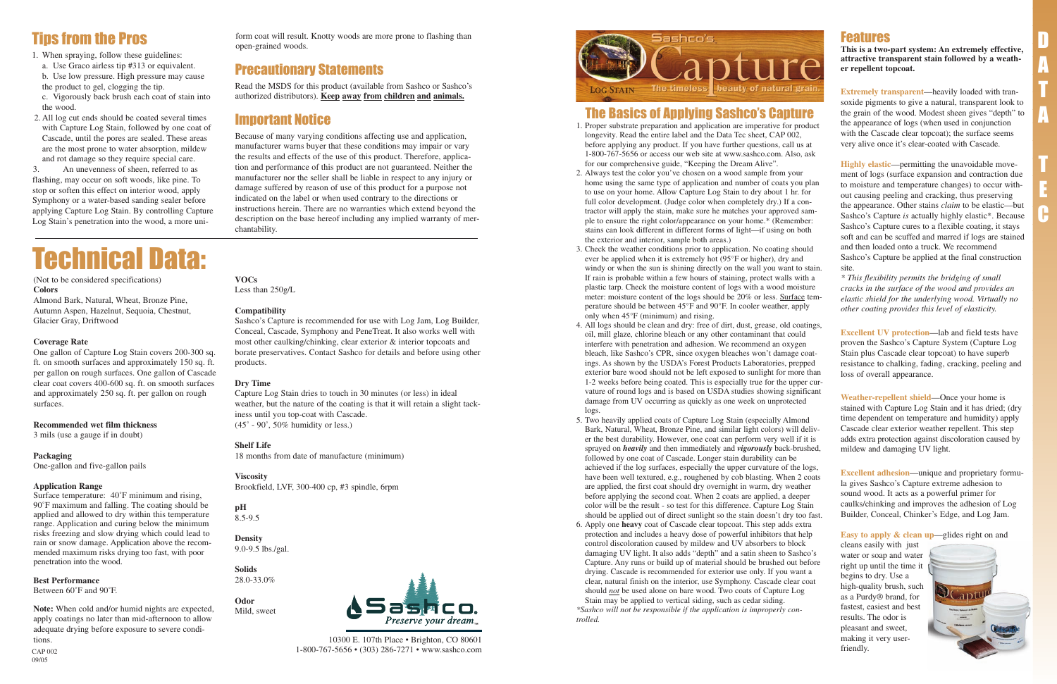## Tips from the Pros

1. When spraying, follow these guidelines:
   a. Use Graco airless tip #313 or equivalent.
   b. Use low pressure. High pressure may cause the product to gel, clogging the tip.
   c. Vigorously back brush each coat of stain into the wood.
2. All log cut ends should be coated several times with Capture Log Stain, followed by one coat of Cascade, until the pores are sealed. These areas are the most prone to water absorption, mildew and rot damage so they require special care.
3. An unevenness of sheen, referred to as flashing, may occur on soft woods, like pine. To stop or soften this effect on interior wood, apply Symphony or a water-based sanding sealer before applying Capture Log Stain. By controlling Capture Log Stain's penetration into the wood, a more uniform coat will result. Knotty woods are more prone to flashing than open-grained woods.

## Precautionary Statements

Read the MSDS for this product (available from Sashco or Sashco's authorized distributors). **Keep away from children and animals.**

## Important Notice

Because of many varying conditions affecting use and application, manufacturer warns buyer that these conditions may impair or vary the results and effects of this product. Therefore, application and performance of this product are not guaranteed. Neither the manufacturer nor the seller shall be liable in respect to any injury or damage suffered by reason of use of this product for a purpose not indicated on the label or when used contrary to the directions or instructions herein. There are no warranties which extend beyond the description on the base hereof including any implied warranty of merchantability.

# Technical Data:

(Not to be considered specifications)

**Colors**
Almond Bark, Natural, Wheat, Bronze Pine, Autumn Aspen, Hazelnut, Sequoia, Chestnut, Glacier Gray, Driftwood

**Coverage Rate**
One gallon of Capture Log Stain covers 200-300 sq. ft. on smooth surfaces and approximately 150 sq. ft. per gallon on rough surfaces. One gallon of Cascade clear coat covers 400-600 sq. ft. on smooth surfaces and approximately 250 sq. ft. per gallon on rough surfaces.

**Recommended wet film thickness**
3 mils (use a gauge if in doubt)

**Packaging**
One-gallon and five-gallon pails

**Application Range**
Surface temperature: 40˚F minimum and rising, 90˚F maximum and falling. The coating should be applied and allowed to dry within this temperature range. Application and curing below the minimum risks freezing and slow drying which could lead to rain or snow damage. Application above the recommended maximum risks drying too fast, with poor penetration into the wood.

**Best Performance**
Between 60˚F and 90˚F.

**Note:** When cold and/or humid nights are expected, apply coatings no later than mid-afternoon to allow adequate drying before exposure to severe conditions.

**VOCs**
Less than 250g/L

**Compatibility**
Sashco's Capture is recommended for use with Log Jam, Log Builder, Conceal, Cascade, Symphony and PeneTreat. It also works well with most other caulking/chinking, clear exterior & interior topcoats and borate preservatives. Contact Sashco for details and before using other products.

**Dry Time**
Capture Log Stain dries to touch in 30 minutes (or less) in ideal weather, but the nature of the coating is that it will retain a slight tackiness until you top-coat with Cascade.
(45˚ - 90˚, 50% humidity or less.)

**Shelf Life**
18 months from date of manufacture (minimum)

**Viscosity**
Brookfield, LVF, 300-400 cp, #3 spindle, 6rpm

**pH**
8.5-9.5

**Density**
9.0-9.5 lbs./gal.

**Solids**
28.0-33.0%

**Odor**
Mild, sweet

Sashco. Preserve your dream.

10300 E. 107th Place • Brighton, CO 80601
1-800-767-5656 • (303) 286-7271 • www.sashco.com

CAP 002
09/05

# Sashco's Capture

LOG STAIN — The timeless beauty of natural grain.

## The Basics of Applying Sashco's Capture

1. Proper substrate preparation and application are imperative for product longevity. Read the entire label and the Data Tec sheet, CAP 002, before applying any product. If you have further questions, call us at 1-800-767-5656 or access our web site at www.sashco.com. Also, ask for our comprehensive guide, "Keeping the Dream Alive".
2. Always test the color you've chosen on a wood sample from your home using the same type of application and number of coats you plan to use on your home. Allow Capture Log Stain to dry about 1 hr. for full color development. (Judge color when completely dry.) If a contractor will apply the stain, make sure he matches your approved sample to ensure the right color/appearance on your home.* (Remember: stains can look different in different forms of light—if using on both the exterior and interior, sample both areas.)
3. Check the weather conditions prior to application. No coating should ever be applied when it is extremely hot (95°F or higher), dry and windy or when the sun is shining directly on the wall you want to stain. If rain is probable within a few hours of staining, protect walls with a plastic tarp. Check the moisture content of logs with a wood moisture meter: moisture content of the logs should be 20% or less. Surface temperature should be between 45°F and 90°F. In cooler weather, apply only when 45°F (minimum) and rising.
4. All logs should be clean and dry: free of dirt, dust, grease, old coatings, oil, mill glaze, chlorine bleach or any other contaminant that could interfere with penetration and adhesion. We recommend an oxygen bleach, like Sashco's CPR, since oxygen bleaches won't damage coatings. As shown by the USDA's Forest Products Laboratories, prepped exterior bare wood should not be left exposed to sunlight for more than 1-2 weeks before being coated. This is especially true for the upper curvature of round logs and is based on USDA studies showing significant damage from UV occurring as quickly as one week on unprotected logs.
5. Two heavily applied coats of Capture Log Stain (especially Almond Bark, Natural, Wheat, Bronze Pine, and similar light colors) will deliver the best durability. However, one coat can perform very well if it is sprayed on ***heavily*** and then immediately and ***vigorously*** back-brushed, followed by one coat of Cascade. Longer stain durability can be achieved if the log surfaces, especially the upper curvature of the logs, have been well textured, e.g., roughened by cob blasting. When 2 coats are applied, the first coat should dry overnight in warm, dry weather before applying the second coat. When 2 coats are applied, a deeper color will be the result - so test for this difference. Capture Log Stain should be applied out of direct sunlight so the stain doesn't dry too fast.
6. Apply one **heavy** coat of Cascade clear topcoat. This step adds extra protection and includes a heavy dose of powerful inhibitors that help control discoloration caused by mildew and UV absorbers to block damaging UV light. It also adds "depth" and a satin sheen to Sashco's Capture. Any runs or build up of material should be brushed out before drying. Cascade is recommended for exterior use only. If you want a clear, natural finish on the interior, use Symphony. Cascade clear coat should *not* be used alone on bare wood. Two coats of Capture Log Stain may be applied to vertical siding, such as cedar siding.

*\*Sashco will not be responsible if the application is improperly controlled.*

## Features

**This is a two-part system: An extremely effective, attractive transparent stain followed by a weather repellent topcoat.**

**Extremely transparent**—heavily loaded with transoxide pigments to give a natural, transparent look to the grain of the wood. Modest sheen gives "depth" to the appearance of logs (when used in conjunction with the Cascade clear topcoat); the surface seems very alive once it's clear-coated with Cascade.

**Highly elastic**—permitting the unavoidable movement of logs (surface expansion and contraction due to moisture and temperature changes) to occur without causing peeling and cracking, thus preserving the appearance. Other stains *claim* to be elastic—but Sashco's Capture *is* actually highly elastic\*. Because Sashco's Capture cures to a flexible coating, it stays soft and can be scuffed and marred if logs are stained and then loaded onto a truck. We recommend Sashco's Capture be applied at the final construction site.

*\* This flexibility permits the bridging of small cracks in the surface of the wood and provides an elastic shield for the underlying wood. Virtually no other coating provides this level of elasticity.*

**Excellent UV protection**—lab and field tests have proven the Sashco's Capture System (Capture Log Stain plus Cascade clear topcoat) to have superb resistance to chalking, fading, cracking, peeling and loss of overall appearance.

**Weather-repellent shield**—Once your home is stained with Capture Log Stain and it has dried; (dry time dependent on temperature and humidity) apply Cascade clear exterior weather repellent. This step adds extra protection against discoloration caused by mildew and damaging UV light.

**Excellent adhesion**—unique and proprietary formula gives Sashco's Capture extreme adhesion to sound wood. It acts as a powerful primer for caulks/chinking and improves the adhesion of Log Builder, Conceal, Chinker's Edge, and Log Jam.

**Easy to apply & clean up**—glides right on and cleans easily with just water or soap and water right up until the time it begins to dry. Use a high-quality brush, such as a Purdy® brand, for fastest, easiest and best results. The odor is pleasant and sweet, making it very user-friendly.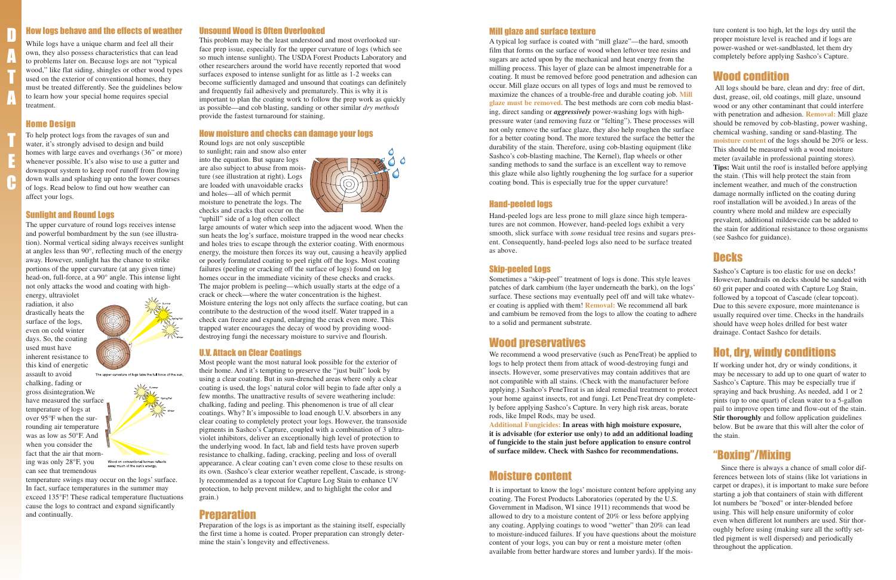DATA TEC

## How logs behave and the effects of weather

While logs have a unique charm and feel all their own, they also possess characteristics that can lead to problems later on. Because logs are not "typical wood," like flat siding, shingles or other wood types used on the exterior of conventional homes, they must be treated differently. See the guidelines below to learn how your special home requires special treatment.

## Home Design

To help protect logs from the ravages of sun and water, it's strongly advised to design and build homes with large eaves and overhangs (36" or more) whenever possible. It's also wise to use a gutter and downspout system to keep roof runoff from flowing down walls and splashing up onto the lower courses of logs. Read below to find out how weather can affect your logs.

## Sunlight and Round Logs

The upper curvature of round logs receives intense and powerful bombardment by the sun (see illustration). Normal vertical siding always receives sunlight at angles less than 90°, reflecting much of the energy away. However, sunlight has the chance to strike portions of the upper curvature (at any given time) head-on, full-force, at a 90° angle. This intense light not only attacks the wood and coating with high-energy, ultraviolet radiation, it also drastically heats the surface of the logs, even on cold winter days. So, the coating used must have inherent resistance to this kind of energetic assault to avoid chalking, fading or gross disintegration.We have measured the surface temperature of logs at over 95°F when the surrounding air temperature was as low as 50°F. And when you consider the fact that the air that morning was only 28°F, you can see that tremendous temperature swings may occur on the logs' surface. In fact, surface temperatures in the summer may exceed 135°F! These radical temperature fluctuations cause the logs to contract and expand significantly and continually.

The upper curvature of logs take the full force of the sun.

Wood on conventional homes reflects away much of the sun's energy.

## Unsound Wood is Often Overlooked

This problem may be the least understood and most overlooked surface prep issue, especially for the upper curvature of logs (which see so much intense sunlight). The USDA Forest Products Laboratory and other researchers around the world have recently reported that wood surfaces exposed to intense sunlight for as little as 1-2 weeks can become sufficiently damaged and unsound that coatings can definitely and frequently fail adhesively and prematurely. This is why it is important to plan the coating work to follow the prep work as quickly as possible—and cob blasting, sanding or other similar *dry methods* provide the fastest turnaround for staining.

## How moisture and checks can damage your logs

Round logs are not only susceptible to sunlight; rain and snow also enter into the equation. But square logs are also subject to abuse from moisture (see illustration at right). Logs are loaded with unavoidable cracks and holes—all of which permit moisture to penetrate the logs. The checks and cracks that occur on the "uphill" side of a log often collect large amounts of water which seep into the adjacent wood. When the sun heats the log's surface, moisture trapped in the wood near checks and holes tries to escape through the exterior coating. With enormous energy, the moisture then forces its way out, causing a heavily applied or poorly formulated coating to peel right off the logs. Most coating failures (peeling or cracking off the surface of logs) found on log homes occur in the immediate vicinity of these checks and cracks. The major problem is peeling—which usually starts at the edge of a crack or check—where the water concentration is the highest. Moisture entering the logs not only affects the surface coating, but can contribute to the destruction of the wood itself. Water trapped in a check can freeze and expand, enlarging the crack even more. This trapped water encourages the decay of wood by providing wood-destroying fungi the necessary moisture to survive and flourish.

## U.V. Attack on Clear Coatings

Most people want the most natural look possible for the exterior of their home. And it's tempting to preserve the "just built" look by using a clear coating. But in sun-drenched areas where only a clear coating is used, the logs' natural color will begin to fade after only a few months. The unattractive results of severe weathering include: chalking, fading and peeling. This phenomenon is true of all clear coatings. Why? It's impossible to load enough U.V. absorbers in any clear coating to completely protect your logs. However, the transoxide pigments in Sashco's Capture, coupled with a combination of 3 ultraviolet inhibitors, deliver an exceptionally high level of protection to the underlying wood. In fact, lab and field tests have proven superb resistance to chalking, fading, cracking, peeling and loss of overall appearance. A clear coating can't even come close to these results on its own. (Sashco's clear exterior weather repellent, Cascade, is strongly recommended as a topcoat for Capture Log Stain to enhance UV protection, to help prevent mildew, and to highlight the color and grain.)

# Preparation

Preparation of the logs is as important as the staining itself, especially the first time a home is coated. Proper preparation can strongly determine the stain's longevity and effectiveness.

## Mill glaze and surface texture

A typical log surface is coated with "mill glaze"—the hard, smooth film that forms on the surface of wood when leftover tree resins and sugars are acted upon by the mechanical and heat energy from the milling process. This layer of glaze can be almost impenetrable for a coating. It must be removed before good penetration and adhesion can occur. Mill glaze occurs on all types of logs and must be removed to maximize the chances of a trouble-free and durable coating job. **Mill glaze must be removed.** The best methods are corn cob media blasting, direct sanding or ***aggressively*** power-washing logs with high-pressure water (and removing fuzz or "felting"). These processes will not only remove the surface glaze, they also help roughen the surface for a better coating bond. The more textured the surface the better the durability of the stain. Therefore, using cob-blasting equipment (like Sashco's cob-blasting machine, The Kernel), flap wheels or other sanding methods to sand the surface is an excellent way to remove this glaze while also lightly roughening the log surface for a superior coating bond. This is especially true for the upper curvature!

## Hand-peeled logs

Hand-peeled logs are less prone to mill glaze since high temperatures are not common. However, hand-peeled logs exhibit a very smooth, slick surface with *some* residual tree resins and sugars present. Consequently, hand-peeled logs also need to be surface treated as above.

## Skip-peeled Logs

Sometimes a "skip-peel" treatment of logs is done. This style leaves patches of dark cambium (the layer underneath the bark), on the logs' surface. These sections may eventually peel off and will take whatever coating is applied with them! **Removal:** We recommend all bark and cambium be removed from the logs to allow the coating to adhere to a solid and permanent substrate.

# Wood preservatives

We recommend a wood preservative (such as PeneTreat) be applied to logs to help protect them from attack of wood-destroying fungi and insects. However, some preservatives may contain additives that are not compatible with all stains. (Check with the manufacturer before applying.) Sashco's PeneTreat is an ideal remedial treatment to protect your home against insects, rot and fungi. Let PeneTreat dry completely before applying Sashco's Capture. In very high risk areas, borate rods, like Impel Rods, may be used.

**Additional Fungicides: In areas with high moisture exposure, it is advisable (for exterior use only) to add an additional loading of fungicide to the stain just before application to ensure control of surface mildew. Check with Sashco for recommendations.**

# Moisture content

It is important to know the logs' moisture content before applying any coating. The Forest Products Laboratories (operated by the U.S. Government in Madison, WI since 1911) recommends that wood be allowed to dry to a moisture content of 20% or less before applying any coating. Applying coatings to wood "wetter" than 20% can lead to moisture-induced failures. If you have questions about the moisture content of your logs, you can buy or rent a moisture meter (often available from better hardware stores and lumber yards). If the moisture content is too high, let the logs dry until the proper moisture level is reached and if logs are power-washed or wet-sandblasted, let them dry completely before applying Sashco's Capture.

# Wood condition

All logs should be bare, clean and dry: free of dirt, dust, grease, oil, old coatings, mill glaze, unsound wood or any other contaminant that could interfere with penetration and adhesion. **Removal:** Mill glaze should be removed by cob-blasting, power washing, chemical washing, sanding or sand-blasting. The **moisture content** of the logs should be 20% or less. This should be measured with a wood moisture meter (available in professional painting stores). **Tips:** Wait until the roof is installed before applying the stain. (This will help protect the stain from inclement weather, and much of the construction damage normally inflicted on the coating during roof installation will be avoided.) In areas of the country where mold and mildew are especially prevalent, additional mildewcide can be added to the stain for additional resistance to those organisms (see Sashco for guidance).

# Decks

Sashco's Capture is too elastic for use on decks! However, handrails on decks should be sanded with 60 grit paper and coated with Capture Log Stain, followed by a topcoat of Cascade (clear topcoat). Due to this severe exposure, more maintenance is usually required over time. Checks in the handrails should have weep holes drilled for best water drainage. Contact Sashco for details.

# Hot, dry, windy conditions

If working under hot, dry or windy conditions, it may be necessary to add up to one quart of water to Sashco's Capture. This may be especially true if spraying and back brushing. As needed, add 1 or 2 pints (up to one quart) of clean water to a 5-gallon pail to improve open time and flow-out of the stain. **Stir thoroughly** and follow application guidelines below. But be aware that this will alter the color of the stain.

# "Boxing"/Mixing

Since there is always a chance of small color differences between lots of stains (like lot variations in carpet or drapes), it is important to make sure before starting a job that containers of stain with different lot numbers be "boxed" or inter-blended before using. This will help ensure uniformity of color even when different lot numbers are used. Stir thoroughly before using (making sure all the softly settled pigment is well dispersed) and periodically throughout the application.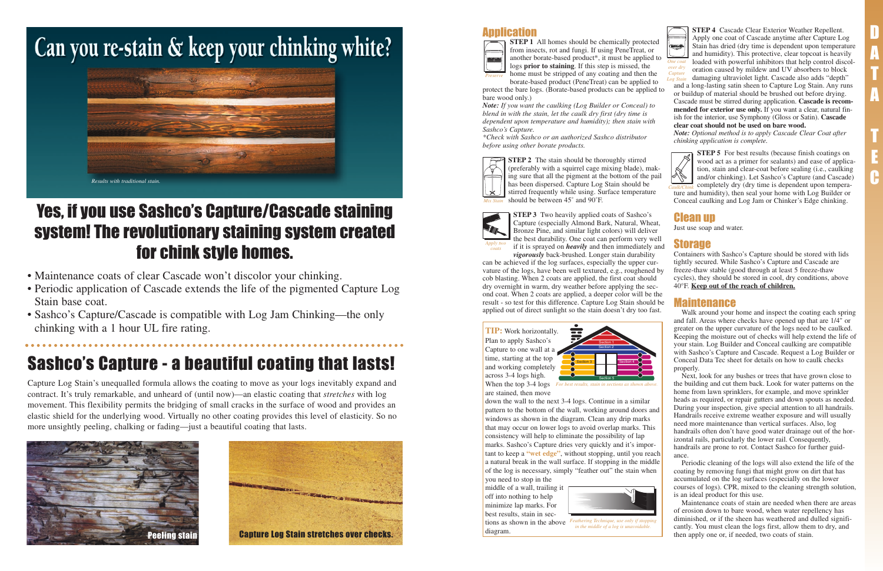# Can you re-stain & keep your chinking white?

*Results with traditional stain.*

## Yes, if you use Sashco's Capture/Cascade staining system! The revolutionary staining system created for chink style homes.

- Maintenance coats of clear Cascade won't discolor your chinking.
- Periodic application of Cascade extends the life of the pigmented Capture Log Stain base coat.
- Sashco's Capture/Cascade is compatible with Log Jam Chinking—the only chinking with a 1 hour UL fire rating.

## Sashco's Capture - a beautiful coating that lasts!

Capture Log Stain's unequalled formula allows the coating to move as your logs inevitably expand and contract. It's truly remarkable, and unheard of (until now)—an elastic coating that *stretches* with log movement. This flexibility permits the bridging of small cracks in the surface of wood and provides an elastic shield for the underlying wood. Virtually no other coating provides this level of elasticity. So no more unsightly peeling, chalking or fading—just a beautiful coating that lasts.

Peeling stain

Capture Log Stain stretches over checks.

## Application

*Preserve*

**STEP 1** All homes should be chemically protected from insects, rot and fungi. If using PeneTreat, or another borate-based product*, it must be applied to logs **prior to staining**. If this step is missed, the home must be stripped of any coating and then the borate-based product (PeneTreat) can be applied to protect the bare logs. (Borate-based products can be applied to bare wood only.)

***Note:*** *If you want the caulking (Log Builder or Conceal) to blend in with the stain, let the caulk dry first (dry time is dependent upon temperature and humidity); then stain with Sashco's Capture.*

**Check with Sashco or an authorized Sashco distributor before using other borate products.*

*Mix Stain*

**STEP 2** The stain should be thoroughly stirred (preferably with a squirrel cage mixing blade), making sure that all the pigment at the bottom of the pail has been dispersed. Capture Log Stain should be stirred frequently while using. Surface temperature should be between 45˚ and 90˚F.

*Apply two coats*

**STEP 3** Two heavily applied coats of Sashco's Capture (especially Almond Bark, Natural, Wheat, Bronze Pine, and similar light colors) will deliver the best durability. One coat can perform very well if it is sprayed on ***heavily*** and then immediately and ***vigorously*** back-brushed. Longer stain durability can be achieved if the log surfaces, especially the upper curvature of the logs, have been well textured, e.g., roughened by cob blasting. When 2 coats are applied, the first coat should dry overnight in warm, dry weather before applying the second coat. When 2 coats are applied, a deeper color will be the result - so test for this difference. Capture Log Stain should be applied out of direct sunlight so the stain doesn't dry too fast.

**TIP:** Work horizontally. Plan to apply Sashco's Capture to one wall at a time, starting at the top and working completely across 3-4 logs high. When the top 3-4 logs are stained, then move down the wall to the next 3-4 logs. Continue in a similar pattern to the bottom of the wall, working around doors and windows as shown in the diagram. Clean any drip marks that may occur on lower logs to avoid overlap marks. This consistency will help to eliminate the possibility of lap marks. Sashco's Capture dries very quickly and it's important to keep a **"wet edge"**, without stopping, until you reach a natural break in the wall surface. If stopping in the middle of the log is necessary, simply "feather out" the stain when you need to stop in the middle of a wall, trailing it off into nothing to help minimize lap marks. For best results, stain in sections as shown in the above diagram.

Section 1
Section 2
Section 3
Section 4
Section 5

*For best results, stain in sections as shown above.*

*Feathering Technique, use only if stopping in the middle of a log is unavoidable.*

*One coat over dry Capture Log Stain*

**STEP 4** Cascade Clear Exterior Weather Repellent. Apply one coat of Cascade anytime after Capture Log Stain has dried (dry time is dependent upon temperature and humidity). This protective, clear topcoat is heavily loaded with powerful inhibitors that help control discoloration caused by mildew and UV absorbers to block damaging ultraviolet light. Cascade also adds "depth" and a long-lasting satin sheen to Capture Log Stain. Any runs or buildup of material should be brushed out before drying. Cascade must be stirred during application. **Cascade is recommended for exterior use only.** If you want a clear, natural finish for the interior, use Symphony (Gloss or Satin). **Cascade clear coat should not be used on bare wood.**

***Note:*** *Optional method is to apply Cascade Clear Coat after chinking application is complete.*

*Caulk/Chink*

**STEP 5** For best results (because finish coatings on wood act as a primer for sealants) and ease of application, stain and clear-coat before sealing (i.e., caulking and/or chinking). Let Sashco's Capture (and Cascade) completely dry (dry time is dependent upon temperature and humidity), then seal your home with Log Builder or Conceal caulking and Log Jam or Chinker's Edge chinking.

## Clean up

Just use soap and water.

## Storage

Containers with Sashco's Capture should be stored with lids tightly secured. While Sashco's Capture and Cascade are freeze-thaw stable (good through at least 5 freeze-thaw cycles), they should be stored in cool, dry conditions, above 40°F. **Keep out of the reach of children.**

## Maintenance

Walk around your home and inspect the coating each spring and fall. Areas where checks have opened up that are 1/4" or greater on the upper curvature of the logs need to be caulked. Keeping the moisture out of checks will help extend the life of your stain. Log Builder and Conceal caulking are compatible with Sashco's Capture and Cascade. Request a Log Builder or Conceal Data Tec sheet for details on how to caulk checks properly.

Next, look for any bushes or trees that have grown close to the building and cut them back. Look for water patterns on the building from lawn sprinklers, for example, and move sprinkler heads as required, or repair gutters and down spouts as needed. During your inspection, give special attention to all handrails. Handrails receive extreme weather exposure and will usually need more maintenance than vertical surfaces. Also, log handrails often don't have good water drainage out of the horizontal rails, particularly the lower rail. Consequently, handrails are prone to rot. Contact Sashco for further guidance.

Periodic cleaning of the logs will also extend the life of the coating by removing fungi that might grow on dirt that has accumulated on the log surfaces (especially on the lower courses of logs). CPR, mixed to the cleaning strength solution, is an ideal product for this use.

Maintenance coats of stain are needed when there are areas of erosion down to bare wood, when water repellency has diminished, or if the sheen has weathered and dulled significantly. You must clean the logs first, allow them to dry, and then apply one or, if needed, two coats of stain.